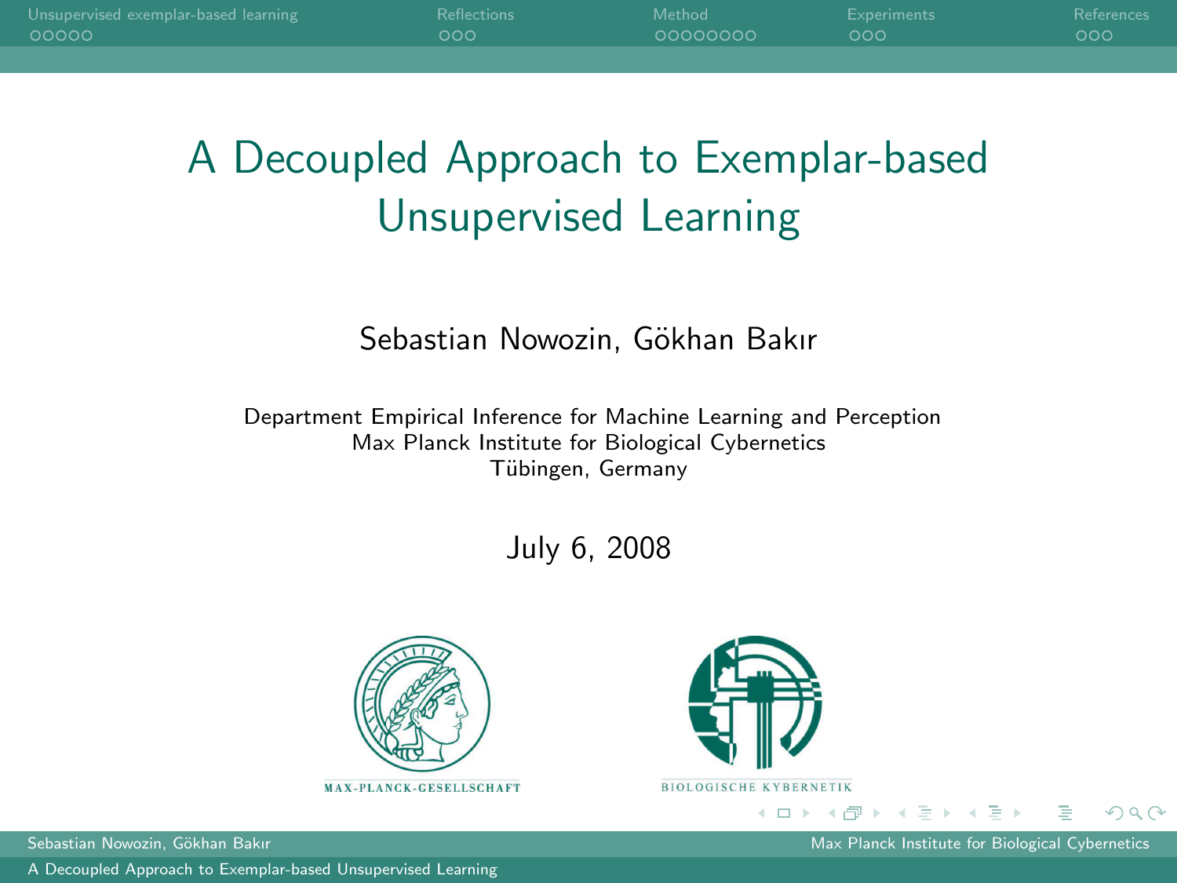# A Decoupled Approach to Exemplar-based Unsupervised Learning

Sebastian Nowozin, Gökhan Bakır

Department Empirical Inference for Machine Learning and Perception
Max Planck Institute for Biological Cybernetics
Tübingen, Germany

July 6, 2008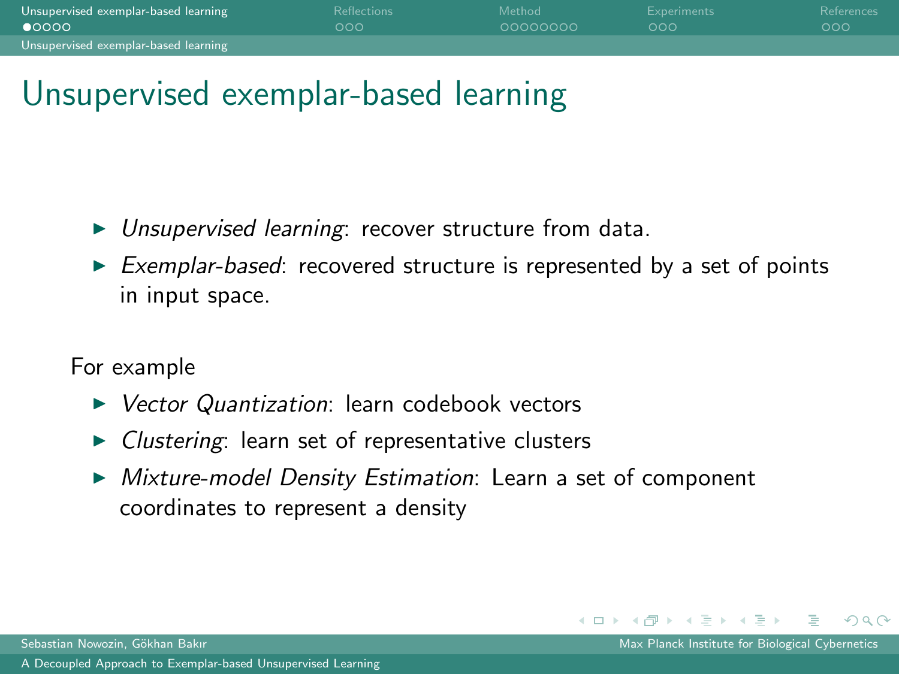# Unsupervised exemplar-based learning

- *Unsupervised learning*: recover structure from data.
- *Exemplar-based*: recovered structure is represented by a set of points in input space.

For example

- *Vector Quantization*: learn codebook vectors
- *Clustering*: learn set of representative clusters
- *Mixture-model Density Estimation*: Learn a set of component coordinates to represent a density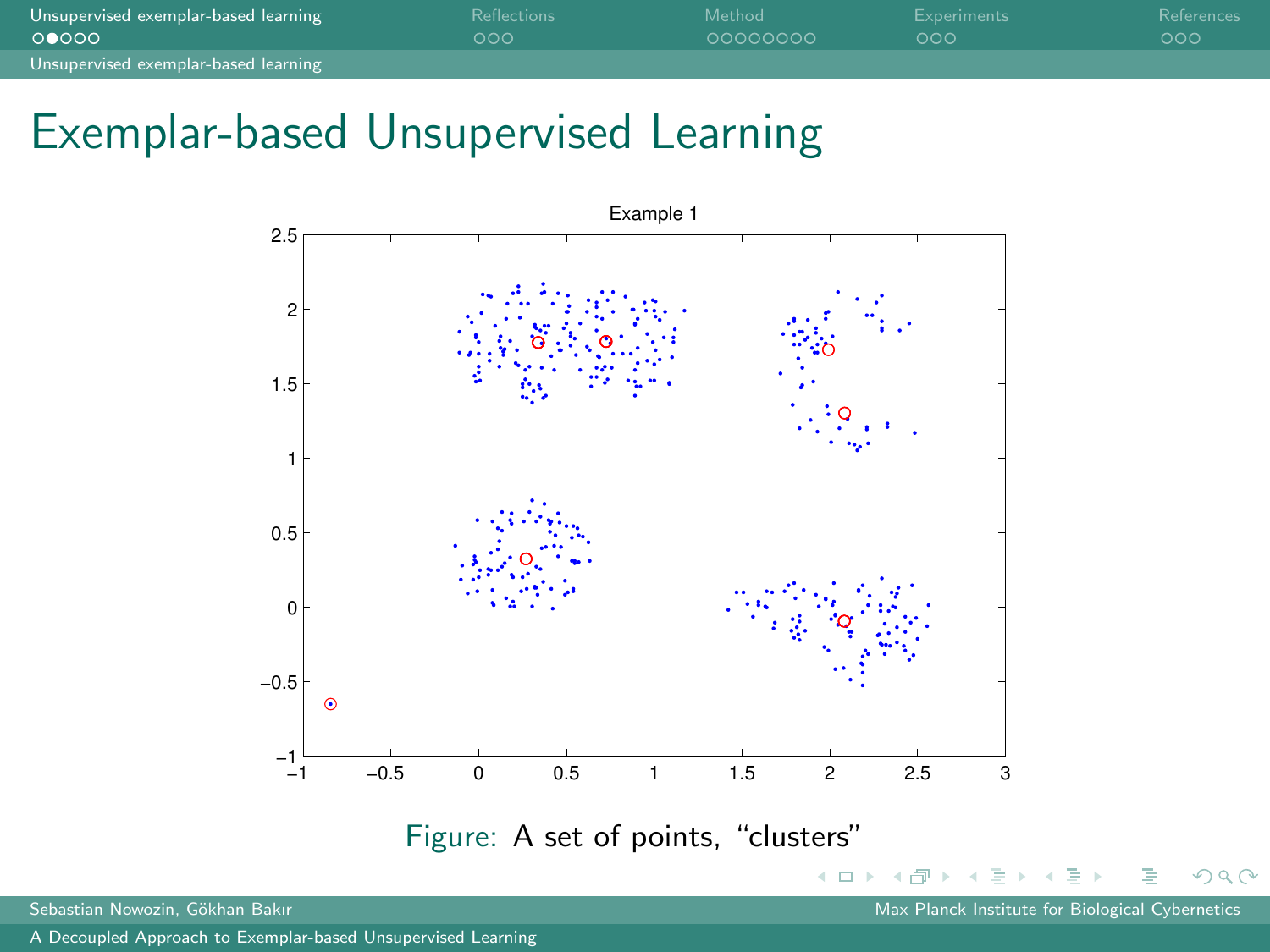# Exemplar-based Unsupervised Learning

Figure: A set of points, "clusters"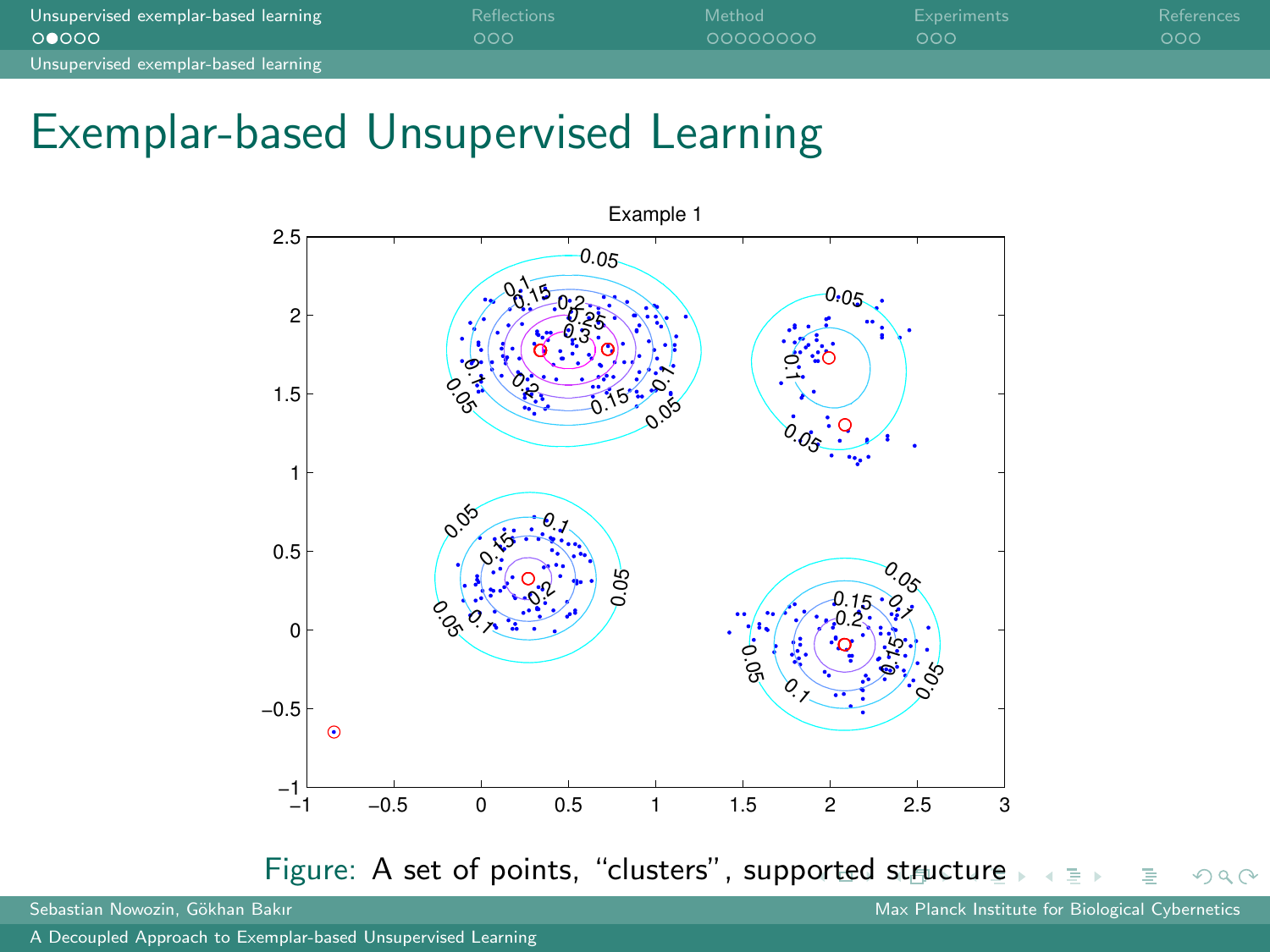# Exemplar-based Unsupervised Learning

Figure: A set of points, “clusters”, supported structure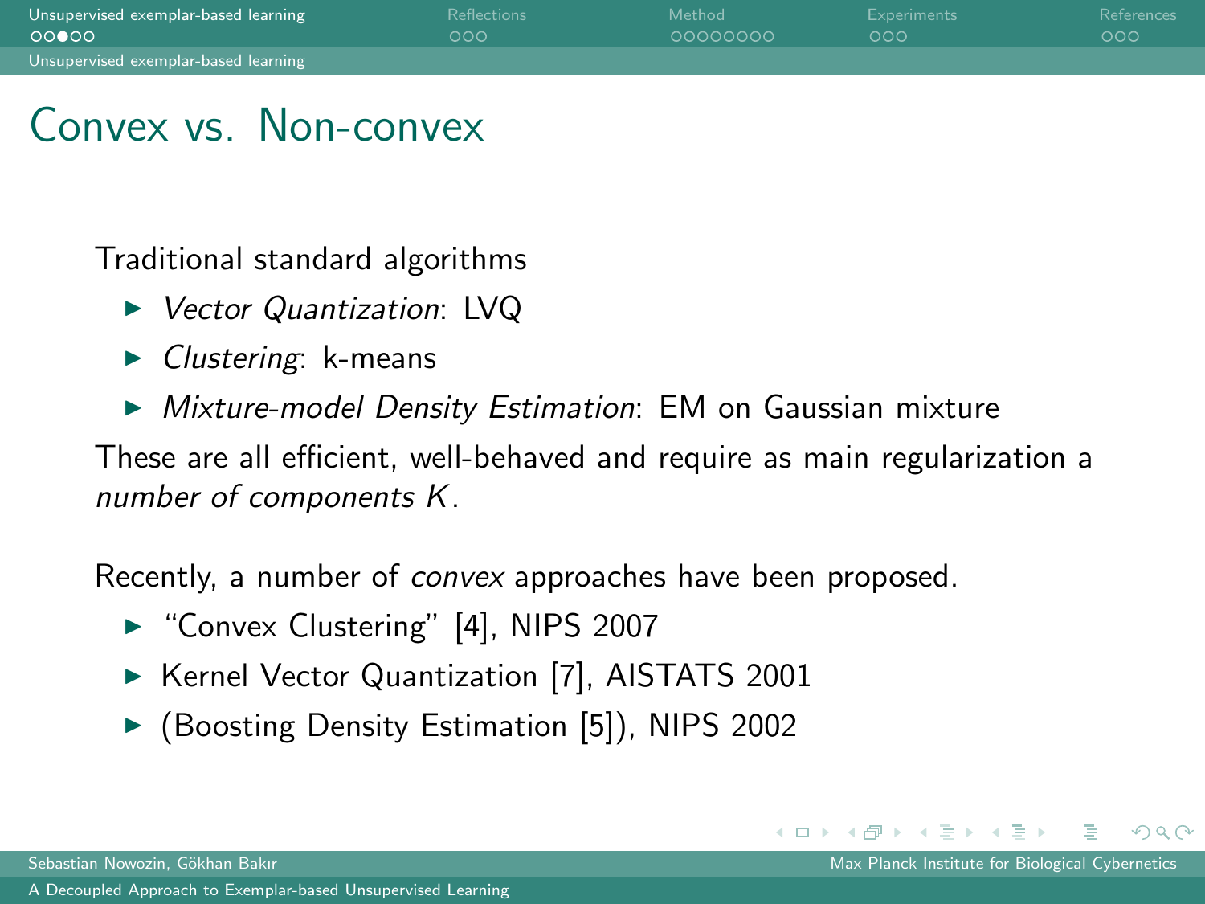# Convex vs. Non-convex

Traditional standard algorithms

- *Vector Quantization*: LVQ
- *Clustering*: k-means
- *Mixture-model Density Estimation*: EM on Gaussian mixture

These are all efficient, well-behaved and require as main regularization a *number of components* $K$.

Recently, a number of *convex* approaches have been proposed.

- "Convex Clustering" [4], NIPS 2007
- Kernel Vector Quantization [7], AISTATS 2001
- (Boosting Density Estimation [5]), NIPS 2002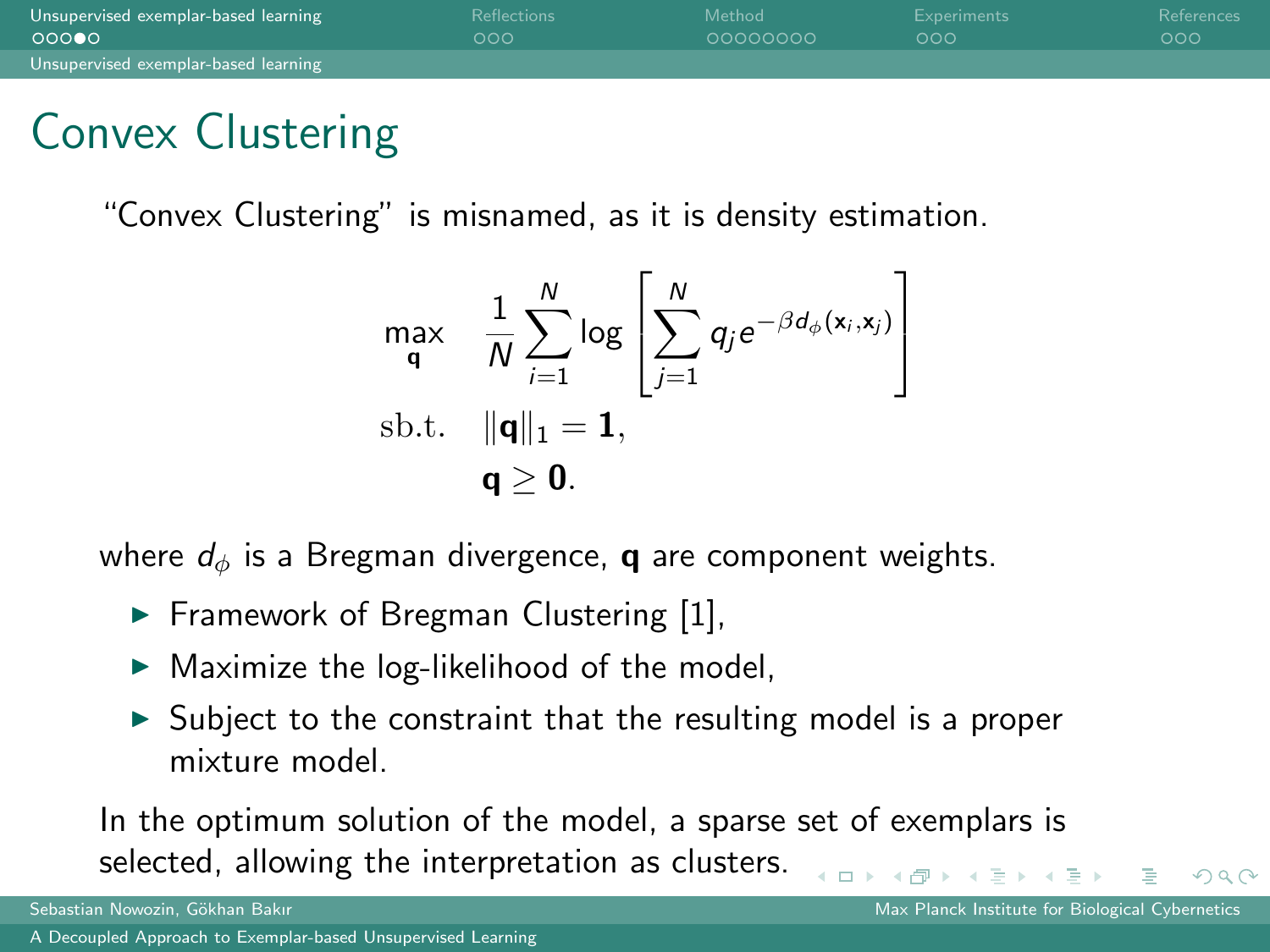# Convex Clustering

"Convex Clustering" is misnamed, as it is density estimation.

$$
\begin{aligned}
\max_{\mathbf{q}} \quad & \frac{1}{N} \sum_{i=1}^{N} \log \left[ \sum_{j=1}^{N} q_j e^{-\beta d_\phi(\mathbf{x}_i, \mathbf{x}_j)} \right] \\
\text{sb.t.} \quad & \|\mathbf{q}\|_1 = \mathbf{1}, \\
& \mathbf{q} \geq \mathbf{0}.
\end{aligned}
$$

where $d_\phi$ is a Bregman divergence, $\mathbf{q}$ are component weights.

- Framework of Bregman Clustering [1],
- Maximize the log-likelihood of the model,
- Subject to the constraint that the resulting model is a proper mixture model.

In the optimum solution of the model, a sparse set of exemplars is selected, allowing the interpretation as clusters.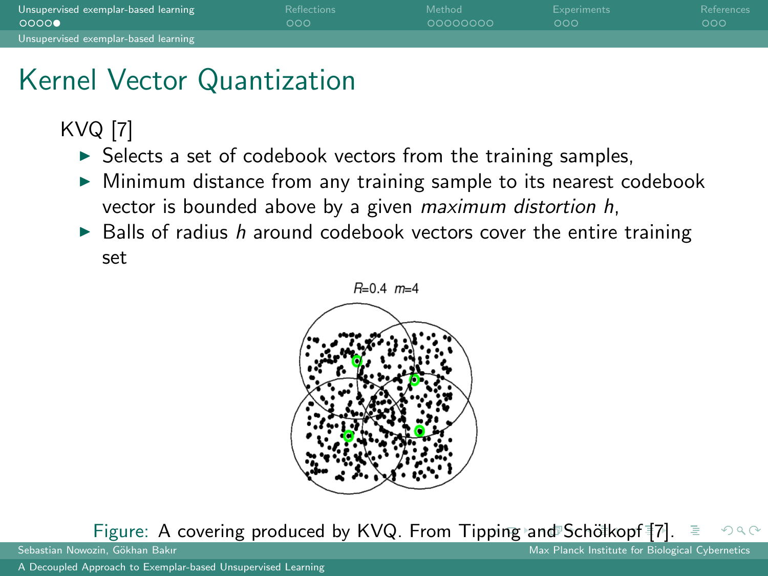# Kernel Vector Quantization

KVQ [7]

- Selects a set of codebook vectors from the training samples,
- Minimum distance from any training sample to its nearest codebook vector is bounded above by a given *maximum distortion* $h$,
- Balls of radius $h$ around codebook vectors cover the entire training set

$R$=0.4 $m$=4

Figure: A covering produced by KVQ. From Tipping and Schölkopf [7].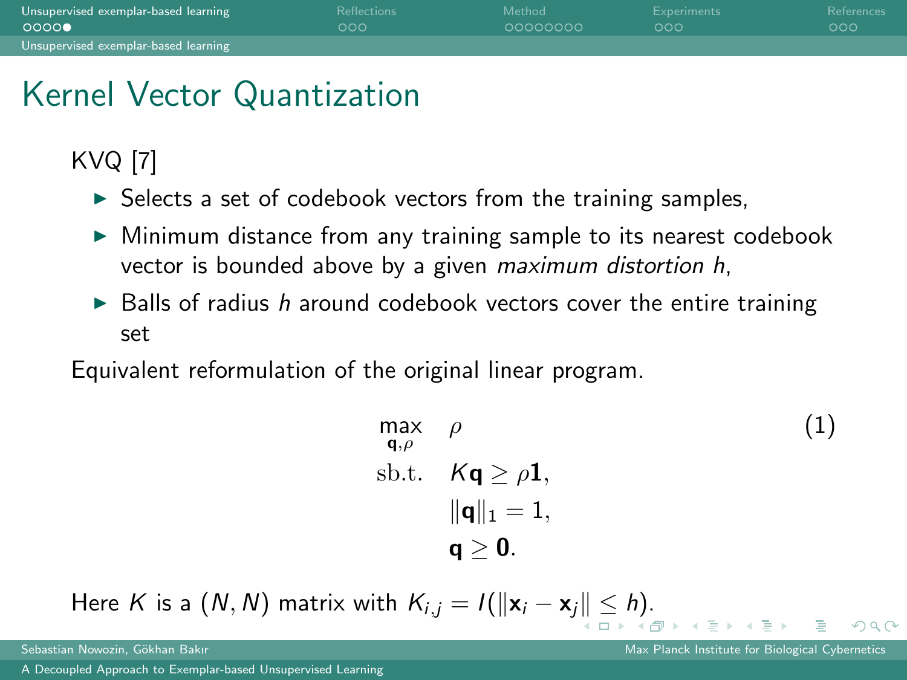# Kernel Vector Quantization

KVQ [7]

- Selects a set of codebook vectors from the training samples,
- Minimum distance from any training sample to its nearest codebook vector is bounded above by a given *maximum distortion* $h$,
- Balls of radius $h$ around codebook vectors cover the entire training set

Equivalent reformulation of the original linear program.

$$\begin{aligned} \max_{\mathbf{q},\rho} \quad & \rho \\ \text{sb.t.} \quad & K\mathbf{q} \geq \rho \mathbf{1}, \\ & \|\mathbf{q}\|_1 = 1, \\ & \mathbf{q} \geq \mathbf{0}. \end{aligned} \tag{1}$$

Here $K$ is a $(N, N)$ matrix with $K_{i,j} = I(\|\mathbf{x}_i - \mathbf{x}_j\| \leq h)$.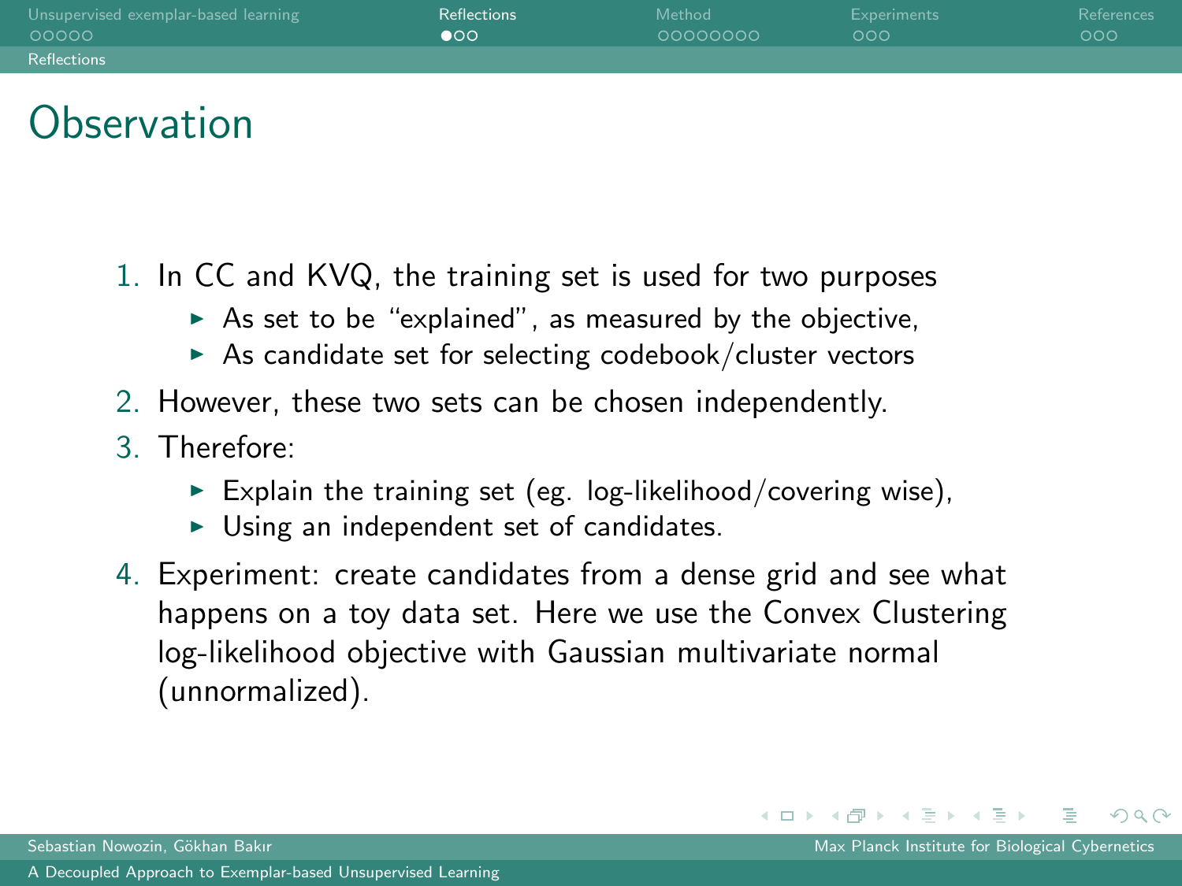# Observation

1. In CC and KVQ, the training set is used for two purposes
   - As set to be "explained", as measured by the objective,
   - As candidate set for selecting codebook/cluster vectors
2. However, these two sets can be chosen independently.
3. Therefore:
   - Explain the training set (eg. log-likelihood/covering wise),
   - Using an independent set of candidates.
4. Experiment: create candidates from a dense grid and see what happens on a toy data set. Here we use the Convex Clustering log-likelihood objective with Gaussian multivariate normal (unnormalized).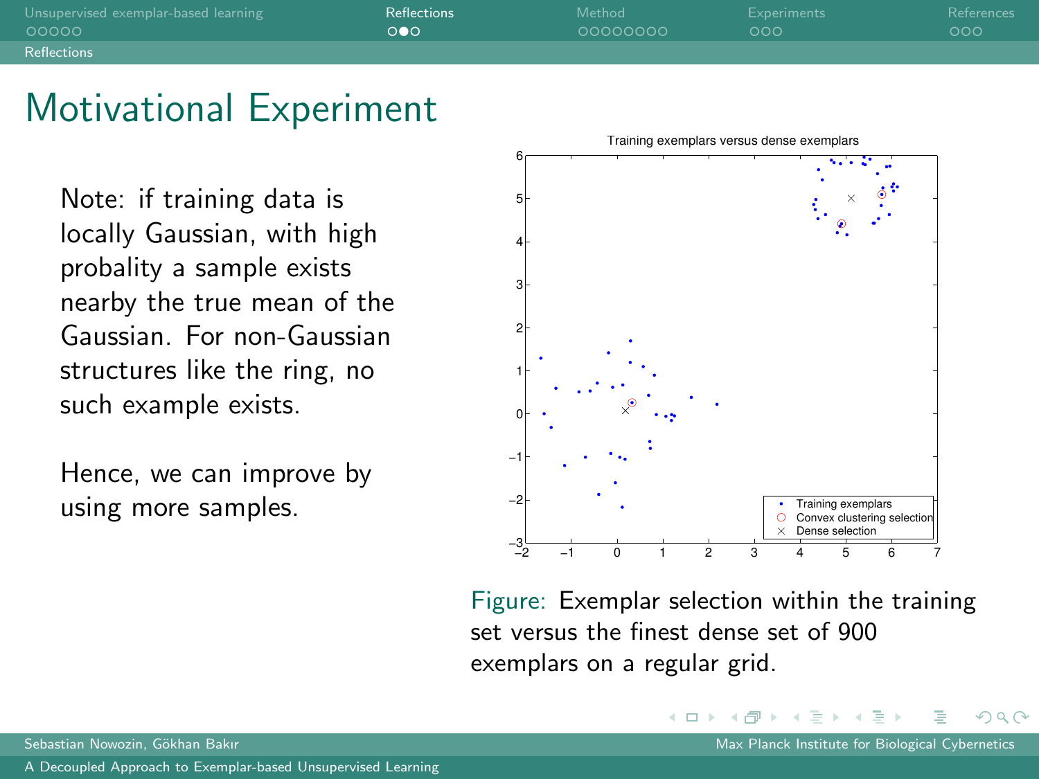# Motivational Experiment

Note: if training data is locally Gaussian, with high probality a sample exists nearby the true mean of the Gaussian. For non-Gaussian structures like the ring, no such example exists.

Hence, we can improve by using more samples.

Figure: Exemplar selection within the training set versus the finest dense set of 900 exemplars on a regular grid.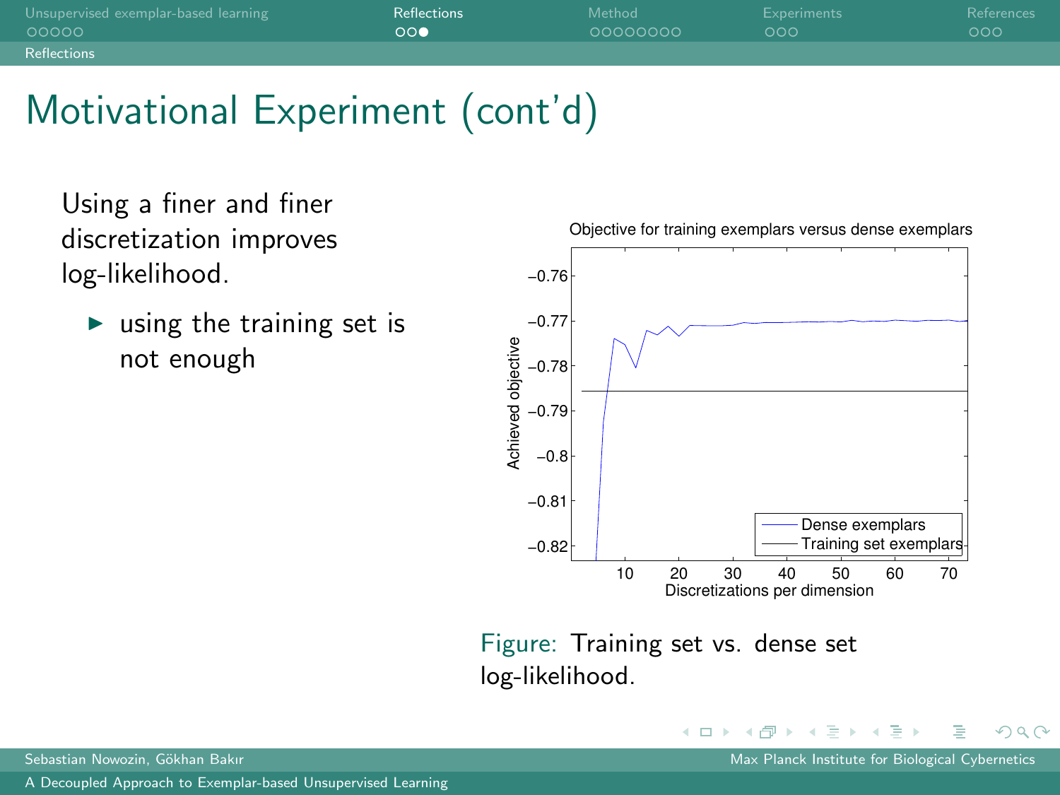# Motivational Experiment (cont'd)

Using a finer and finer discretization improves log-likelihood.

- using the training set is not enough

Figure: Training set vs. dense set log-likelihood.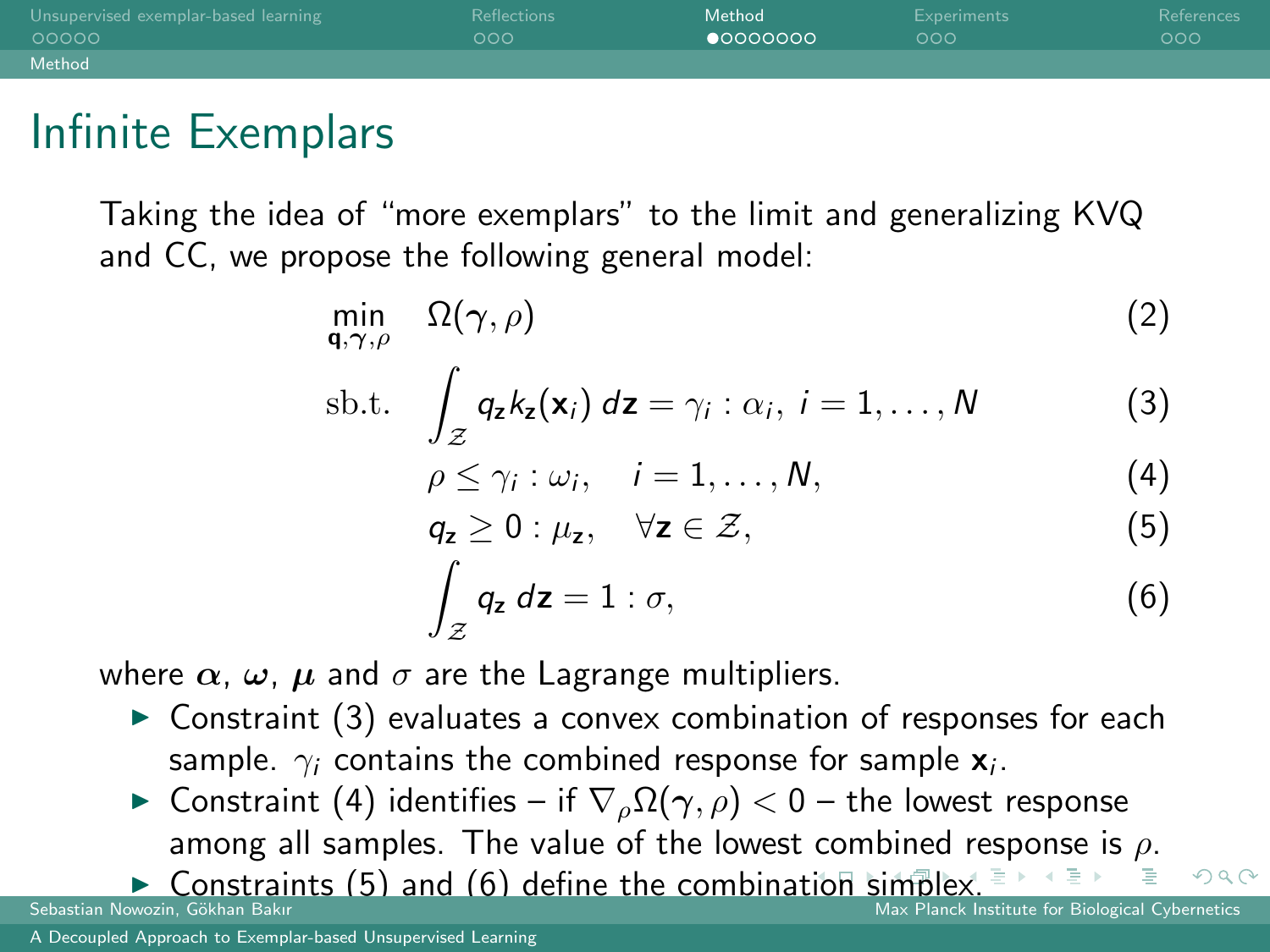# Infinite Exemplars

Taking the idea of "more exemplars" to the limit and generalizing KVQ and CC, we propose the following general model:

$$\min_{\mathbf{q},\boldsymbol{\gamma},\rho} \quad \Omega(\boldsymbol{\gamma}, \rho) \tag{2}$$

$$\text{sb.t.} \quad \int_{\mathcal{Z}} q_{\mathbf{z}} k_{\mathbf{z}}(\mathbf{x}_i) \, d\mathbf{z} = \gamma_i : \alpha_i, \; i = 1, \ldots, N \tag{3}$$

$$\rho \leq \gamma_i : \omega_i, \quad i = 1, \ldots, N, \tag{4}$$

$$q_{\mathbf{z}} \geq 0 : \mu_{\mathbf{z}}, \quad \forall \mathbf{z} \in \mathcal{Z}, \tag{5}$$

$$\int_{\mathcal{Z}} q_{\mathbf{z}} \, d\mathbf{z} = 1 : \sigma, \tag{6}$$

where $\boldsymbol{\alpha}$, $\boldsymbol{\omega}$, $\boldsymbol{\mu}$ and $\sigma$ are the Lagrange multipliers.

- Constraint (3) evaluates a convex combination of responses for each sample. $\gamma_i$ contains the combined response for sample $\mathbf{x}_i$.
- Constraint (4) identifies – if $\nabla_\rho \Omega(\boldsymbol{\gamma}, \rho) < 0$ – the lowest response among all samples. The value of the lowest combined response is $\rho$.
- Constraints (5) and (6) define the combination simplex.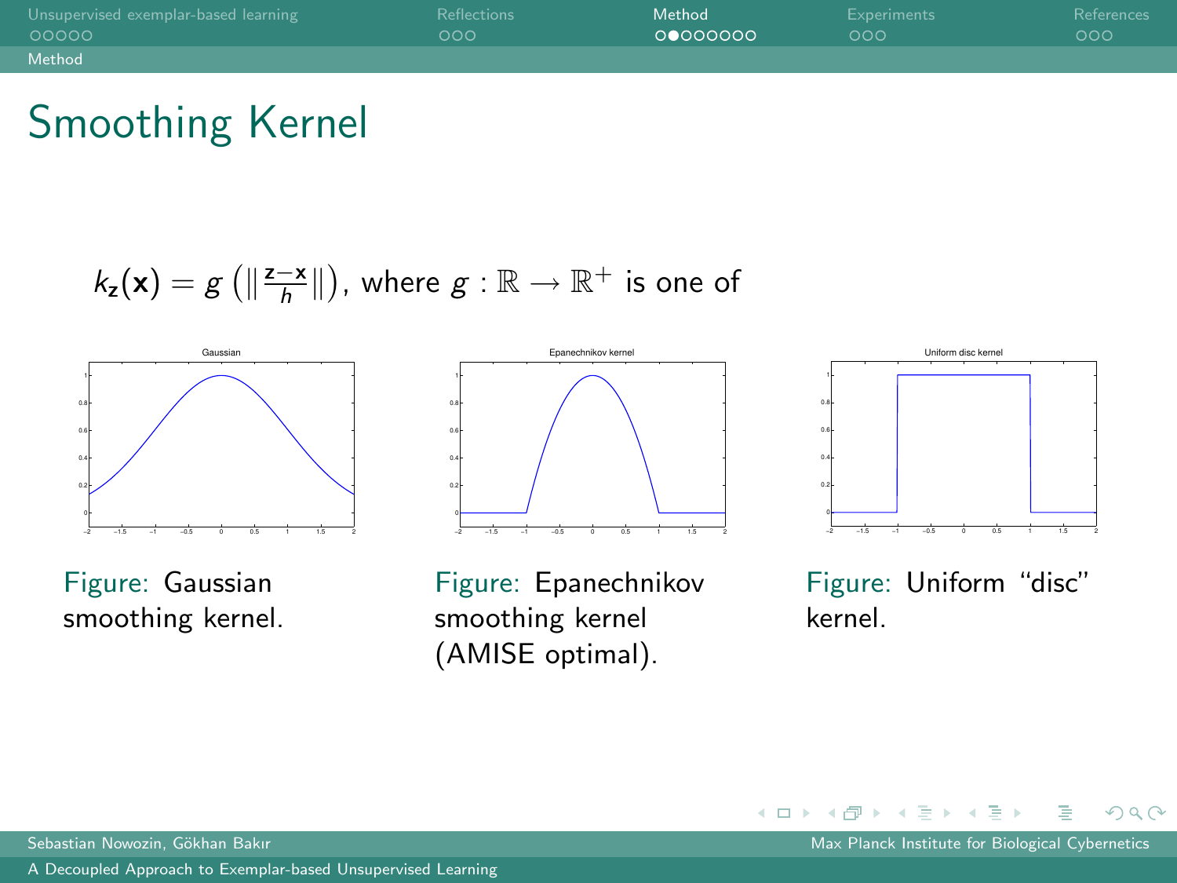# Smoothing Kernel

$k_{\mathbf{z}}(\mathbf{x}) = g\left(\|\frac{\mathbf{z}-\mathbf{x}}{h}\|\right)$, where $g : \mathbb{R} \rightarrow \mathbb{R}^{+}$ is one of

Figure: Gaussian smoothing kernel.

Figure: Epanechnikov smoothing kernel (AMISE optimal).

Figure: Uniform "disc" kernel.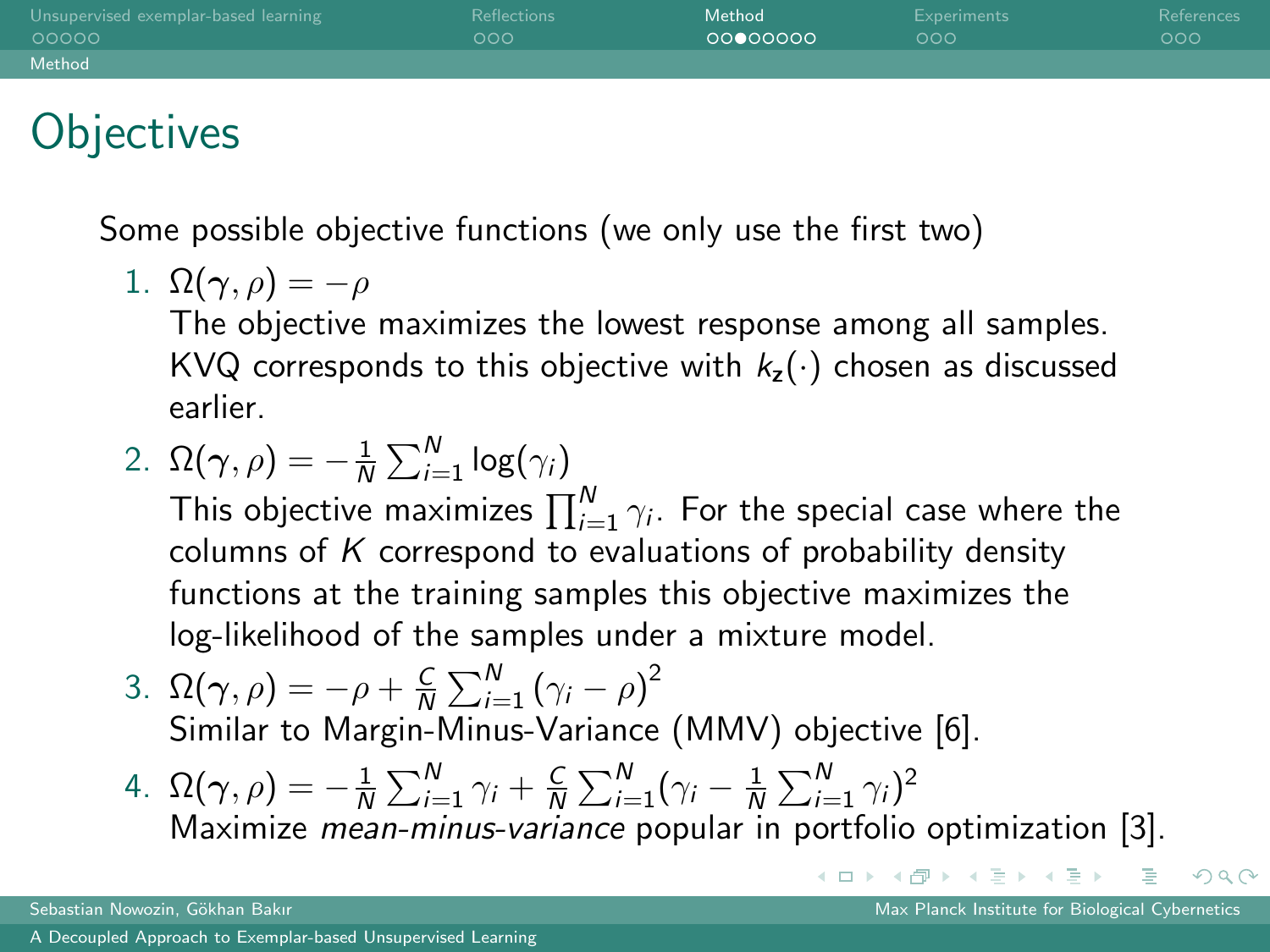# Objectives

Some possible objective functions (we only use the first two)

1. $\Omega(\boldsymbol{\gamma}, \rho) = -\rho$
   The objective maximizes the lowest response among all samples. KVQ corresponds to this objective with $k_{\mathbf{z}}(\cdot)$ chosen as discussed earlier.
2. $\Omega(\boldsymbol{\gamma}, \rho) = -\frac{1}{N} \sum_{i=1}^{N} \log(\gamma_i)$
   This objective maximizes $\prod_{i=1}^{N} \gamma_i$. For the special case where the columns of $K$ correspond to evaluations of probability density functions at the training samples this objective maximizes the log-likelihood of the samples under a mixture model.
3. $\Omega(\boldsymbol{\gamma}, \rho) = -\rho + \frac{C}{N} \sum_{i=1}^{N} (\gamma_i - \rho)^2$
   Similar to Margin-Minus-Variance (MMV) objective [6].
4. $\Omega(\boldsymbol{\gamma}, \rho) = -\frac{1}{N} \sum_{i=1}^{N} \gamma_i + \frac{C}{N} \sum_{i=1}^{N} (\gamma_i - \frac{1}{N} \sum_{i=1}^{N} \gamma_i)^2$
   Maximize *mean-minus-variance* popular in portfolio optimization [3].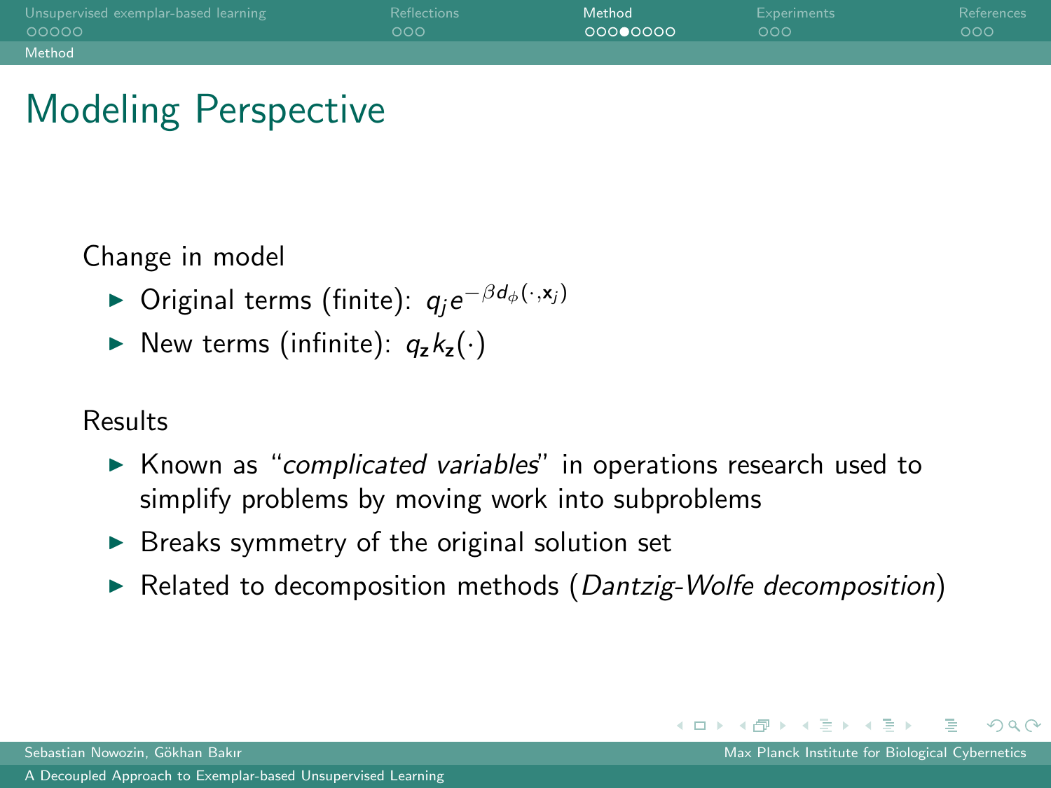# Modeling Perspective

Change in model

- Original terms (finite): $q_j e^{-\beta d_\phi(\cdot, \mathbf{x}_j)}$
- New terms (infinite): $q_\mathbf{z} k_\mathbf{z}(\cdot)$

Results

- Known as "*complicated variables*" in operations research used to simplify problems by moving work into subproblems
- Breaks symmetry of the original solution set
- Related to decomposition methods (*Dantzig-Wolfe decomposition*)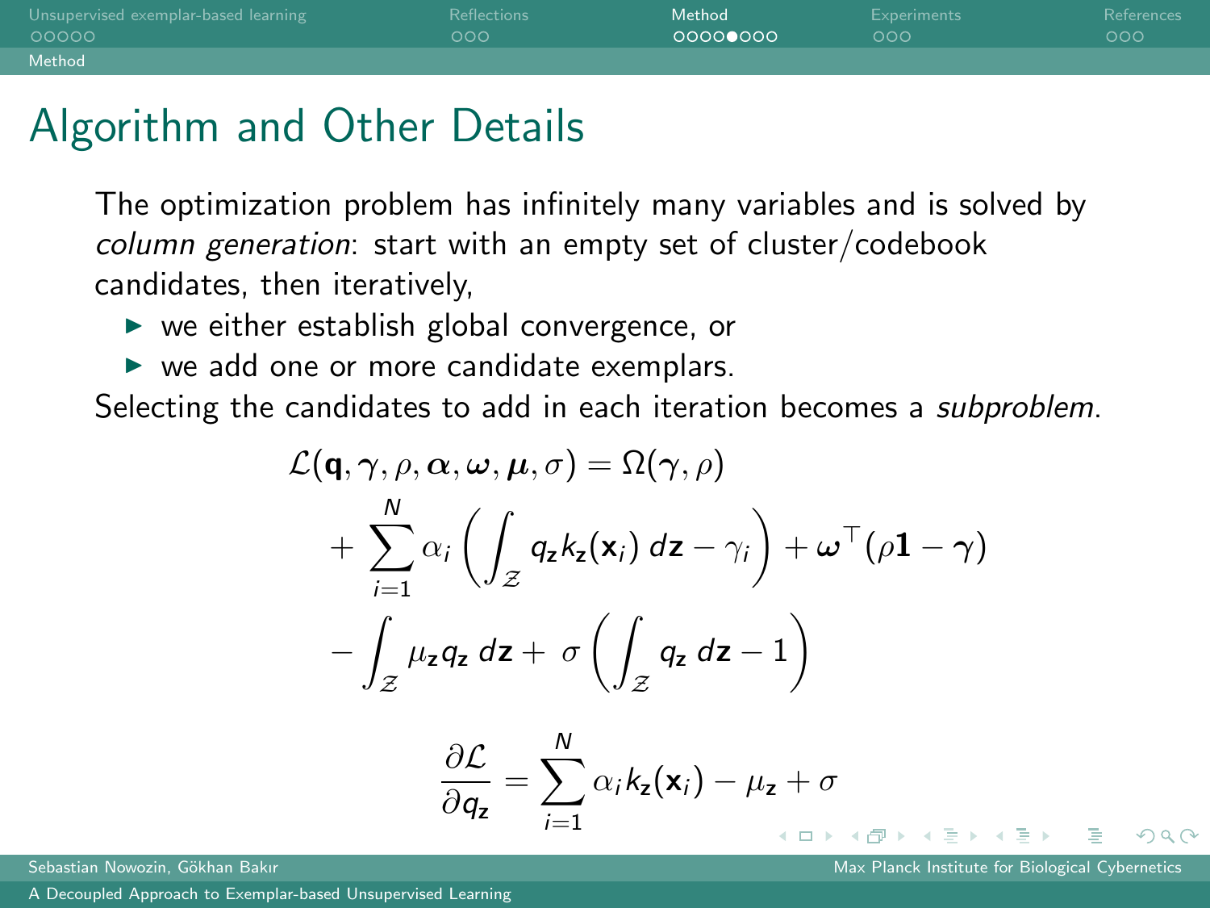# Algorithm and Other Details

The optimization problem has infinitely many variables and is solved by *column generation*: start with an empty set of cluster/codebook candidates, then iteratively,

- we either establish global convergence, or
- we add one or more candidate exemplars.

Selecting the candidates to add in each iteration becomes a *subproblem*.

$$
\begin{aligned}
\mathcal{L}(\mathbf{q}, \boldsymbol{\gamma}, \rho, \boldsymbol{\alpha}, \boldsymbol{\omega}, \boldsymbol{\mu}, \sigma) &= \Omega(\boldsymbol{\gamma}, \rho) \\
&+ \sum_{i=1}^{N} \alpha_i \left( \int_{\mathcal{Z}} q_{\mathbf{z}} k_{\mathbf{z}}(\mathbf{x}_i) \, d\mathbf{z} - \gamma_i \right) + \boldsymbol{\omega}^\top (\rho \mathbf{1} - \boldsymbol{\gamma}) \\
&- \int_{\mathcal{Z}} \mu_{\mathbf{z}} q_{\mathbf{z}} \, d\mathbf{z} + \sigma \left( \int_{\mathcal{Z}} q_{\mathbf{z}} \, d\mathbf{z} - 1 \right)
\end{aligned}
$$

$$
\frac{\partial \mathcal{L}}{\partial q_{\mathbf{z}}} = \sum_{i=1}^{N} \alpha_i k_{\mathbf{z}}(\mathbf{x}_i) - \mu_{\mathbf{z}} + \sigma
$$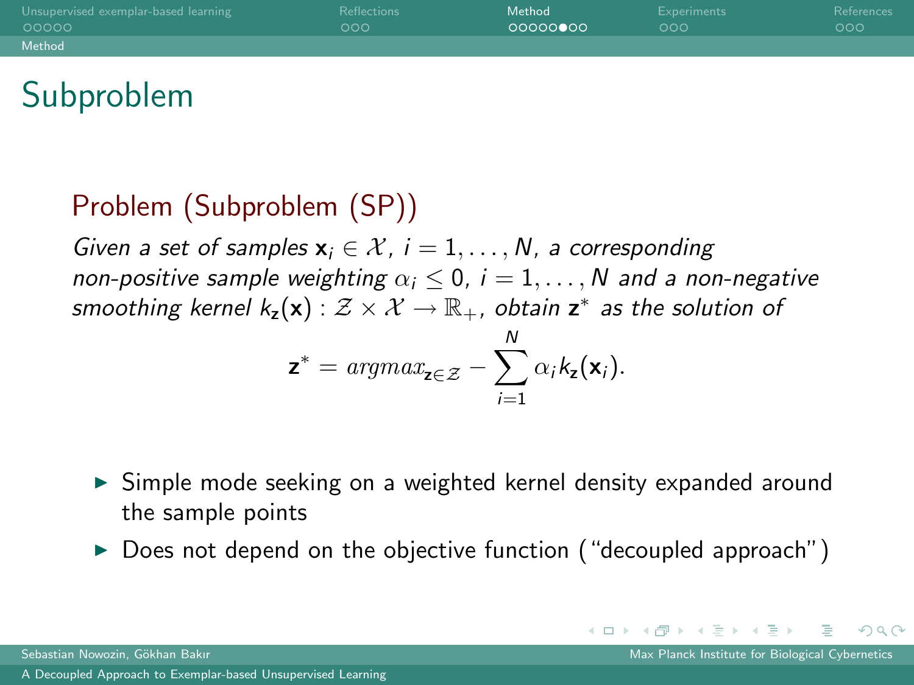# Subproblem

## Problem (Subproblem (SP))

*Given a set of samples $\mathbf{x}_i \in \mathcal{X}$, $i = 1, \ldots, N$, a corresponding non-positive sample weighting $\alpha_i \leq 0$, $i = 1, \ldots, N$ and a non-negative smoothing kernel $k_\mathbf{z}(\mathbf{x}) : \mathcal{Z} \times \mathcal{X} \to \mathbb{R}_+$, obtain $\mathbf{z}^*$ as the solution of*

$$\mathbf{z}^* = argmax_{\mathbf{z} \in \mathcal{Z}} - \sum_{i=1}^{N} \alpha_i k_\mathbf{z}(\mathbf{x}_i).$$

- Simple mode seeking on a weighted kernel density expanded around the sample points
- Does not depend on the objective function ("decoupled approach")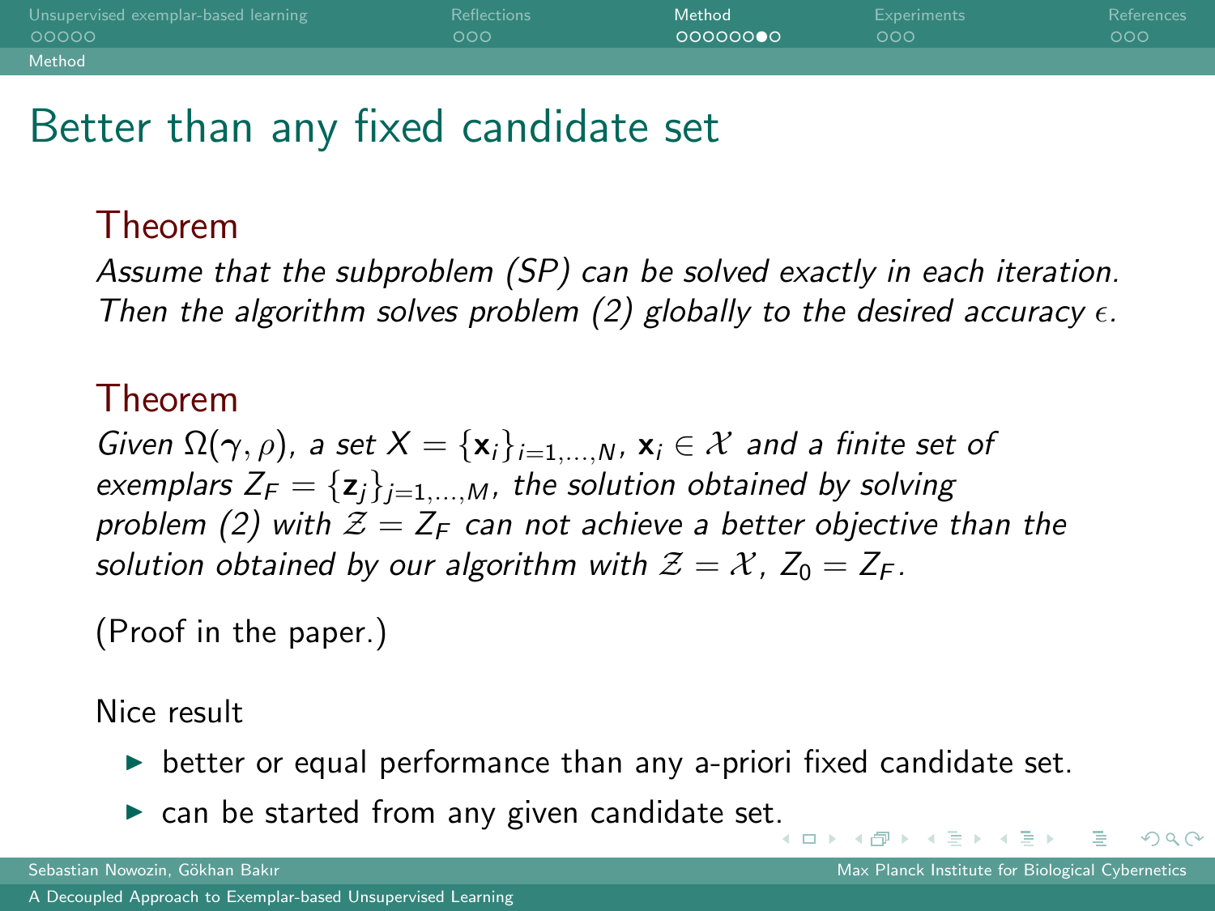# Better than any fixed candidate set

### Theorem

*Assume that the subproblem (SP) can be solved exactly in each iteration. Then the algorithm solves problem (2) globally to the desired accuracy $\epsilon$.*

### Theorem

*Given $\Omega(\gamma, \rho)$, a set $X = \{\mathbf{x}_i\}_{i=1,\ldots,N}$, $\mathbf{x}_i \in \mathcal{X}$ and a finite set of exemplars $Z_F = \{\mathbf{z}_j\}_{j=1,\ldots,M}$, the solution obtained by solving problem (2) with $\mathcal{Z} = Z_F$ can not achieve a better objective than the solution obtained by our algorithm with $\mathcal{Z} = \mathcal{X}$, $Z_0 = Z_F$.*

(Proof in the paper.)

Nice result

- better or equal performance than any a-priori fixed candidate set.
- can be started from any given candidate set.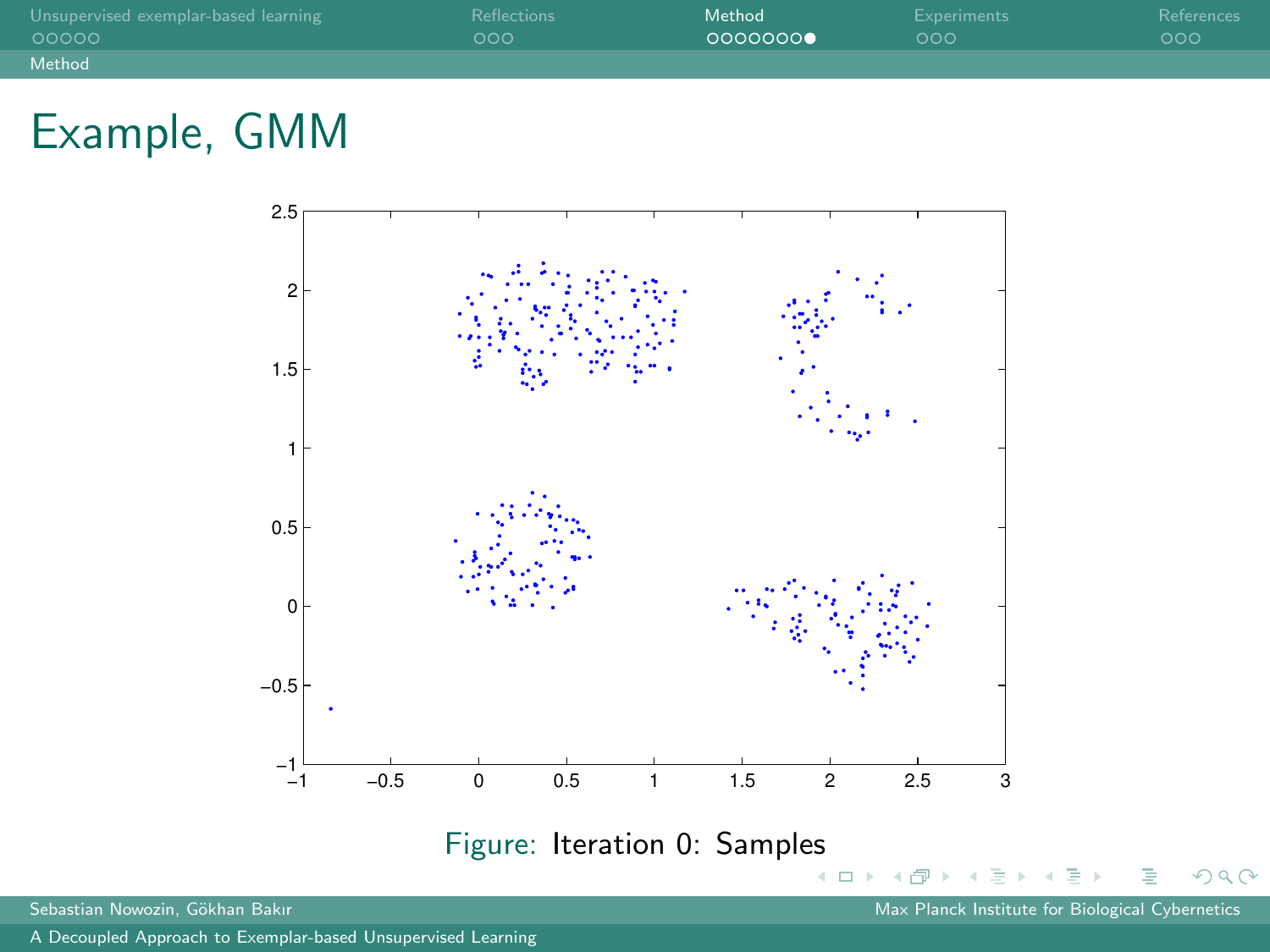# Example, GMM

Figure: Iteration 0: Samples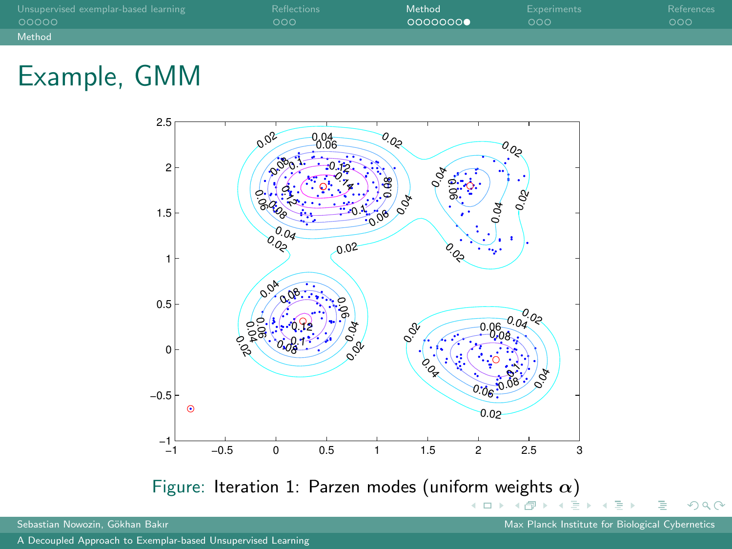# Example, GMM

Figure: Iteration 1: Parzen modes (uniform weights $\alpha$)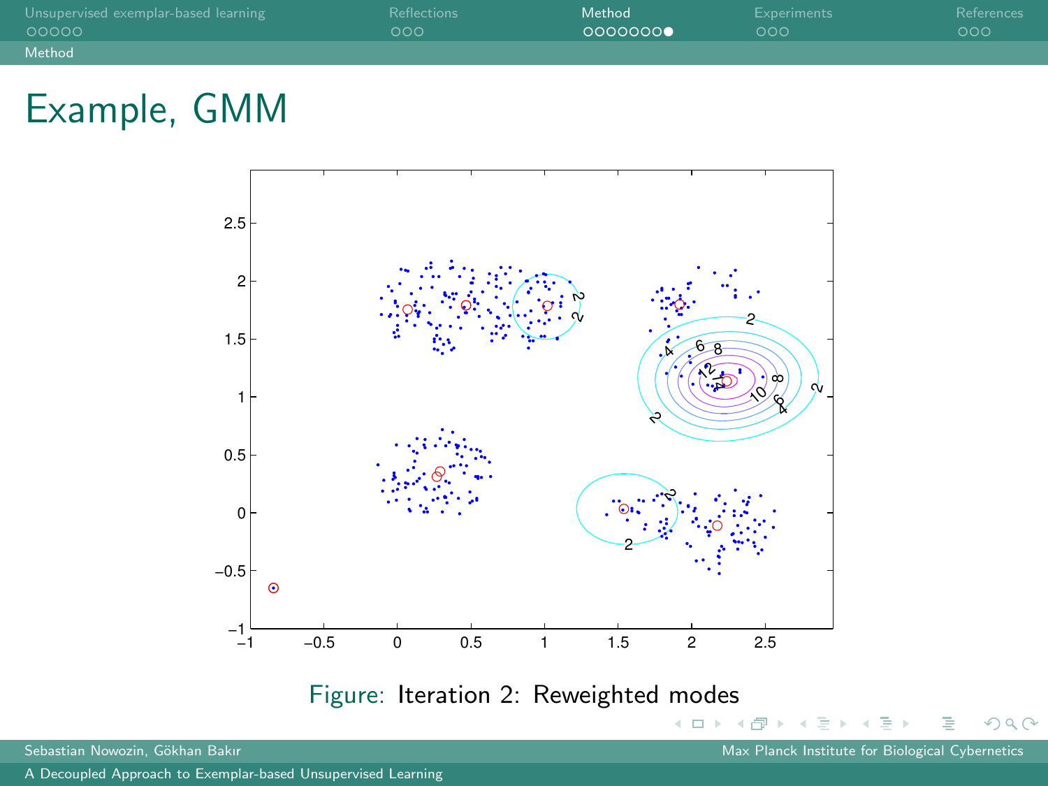# Example, GMM

Figure: Iteration 2: Reweighted modes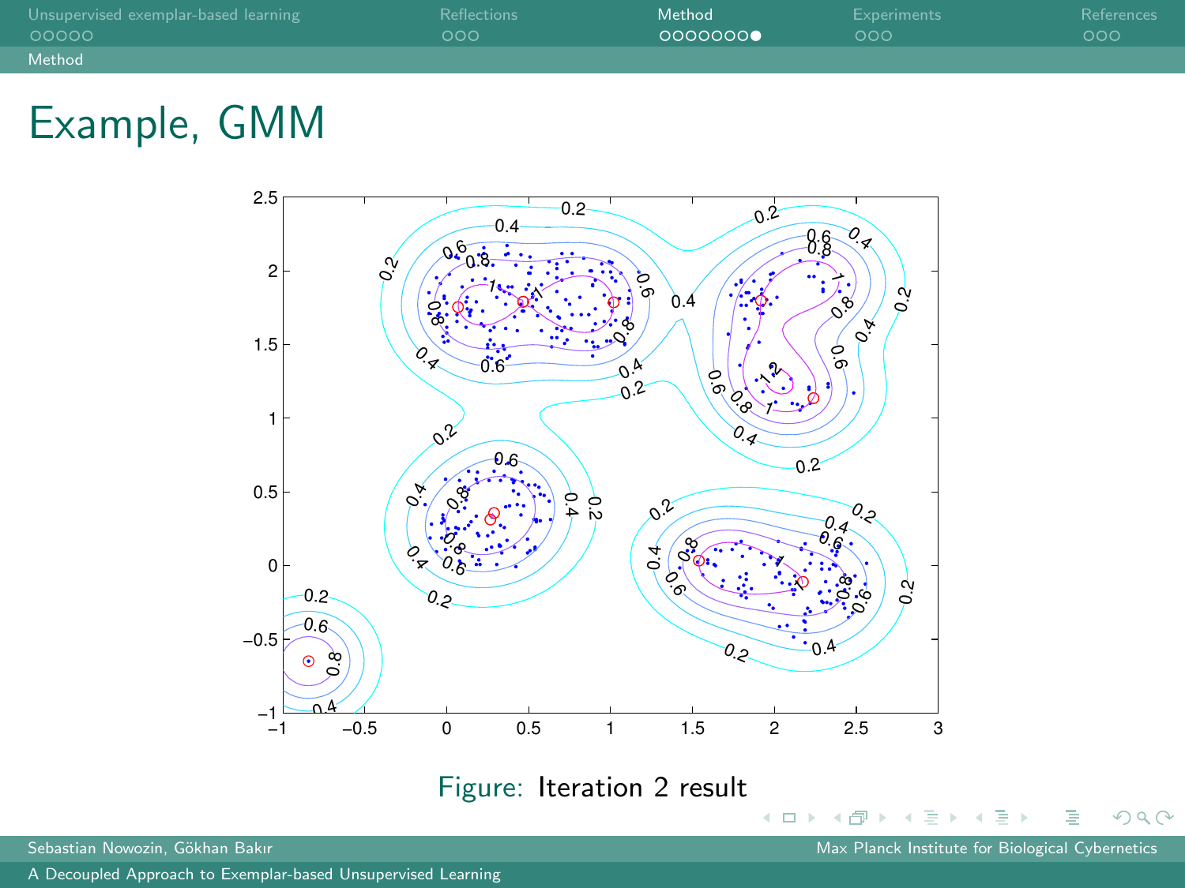# Example, GMM

Figure: Iteration 2 result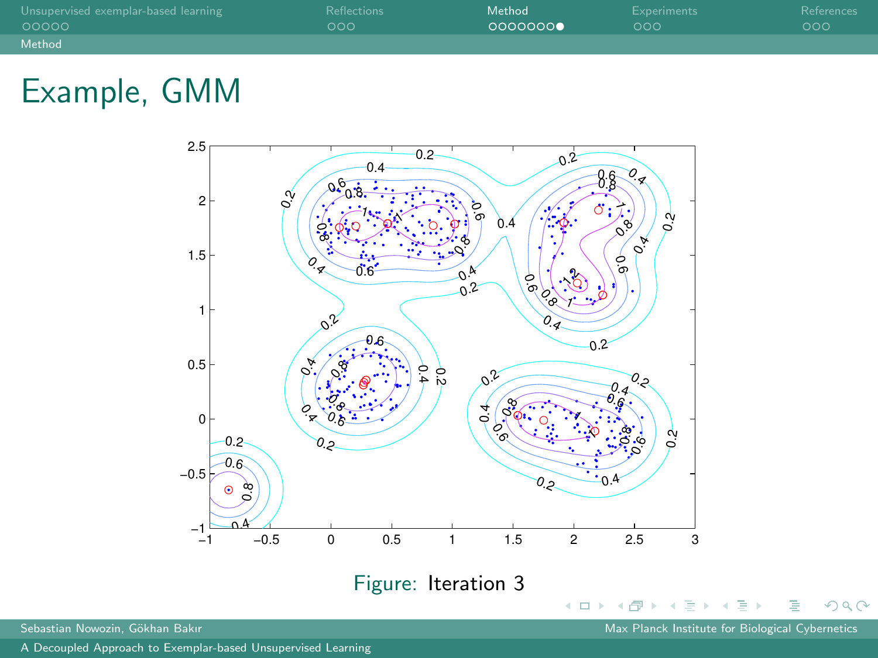# Example, GMM

Figure: Iteration 3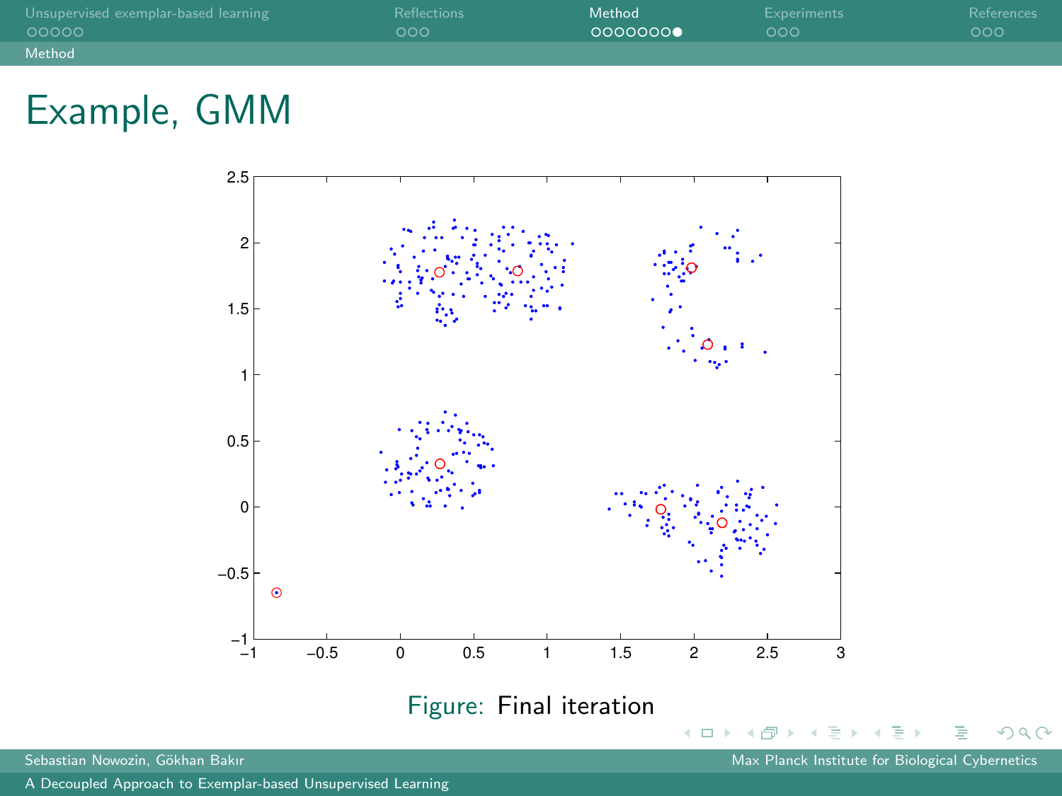# Example, GMM

Figure: Final iteration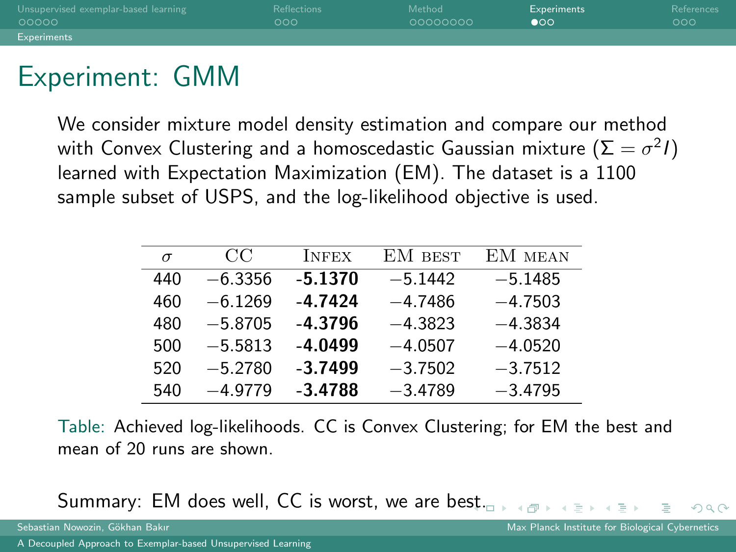# Experiment: GMM

We consider mixture model density estimation and compare our method with Convex Clustering and a homoscedastic Gaussian mixture ($\Sigma = \sigma^2 I$) learned with Expectation Maximization (EM). The dataset is a 1100 sample subset of USPS, and the log-likelihood objective is used.

| $\sigma$ | CC | Infex | EM best | EM mean |
|---|---|---|---|---|
| 440 | $-6.3356$ | **-5.1370** | $-5.1442$ | $-5.1485$ |
| 460 | $-6.1269$ | **-4.7424** | $-4.7486$ | $-4.7503$ |
| 480 | $-5.8705$ | **-4.3796** | $-4.3823$ | $-4.3834$ |
| 500 | $-5.5813$ | **-4.0499** | $-4.0507$ | $-4.0520$ |
| 520 | $-5.2780$ | **-3.7499** | $-3.7502$ | $-3.7512$ |
| 540 | $-4.9779$ | **-3.4788** | $-3.4789$ | $-3.4795$ |

Table: Achieved log-likelihoods. CC is Convex Clustering; for EM the best and mean of 20 runs are shown.

Summary: EM does well, CC is worst, we are best.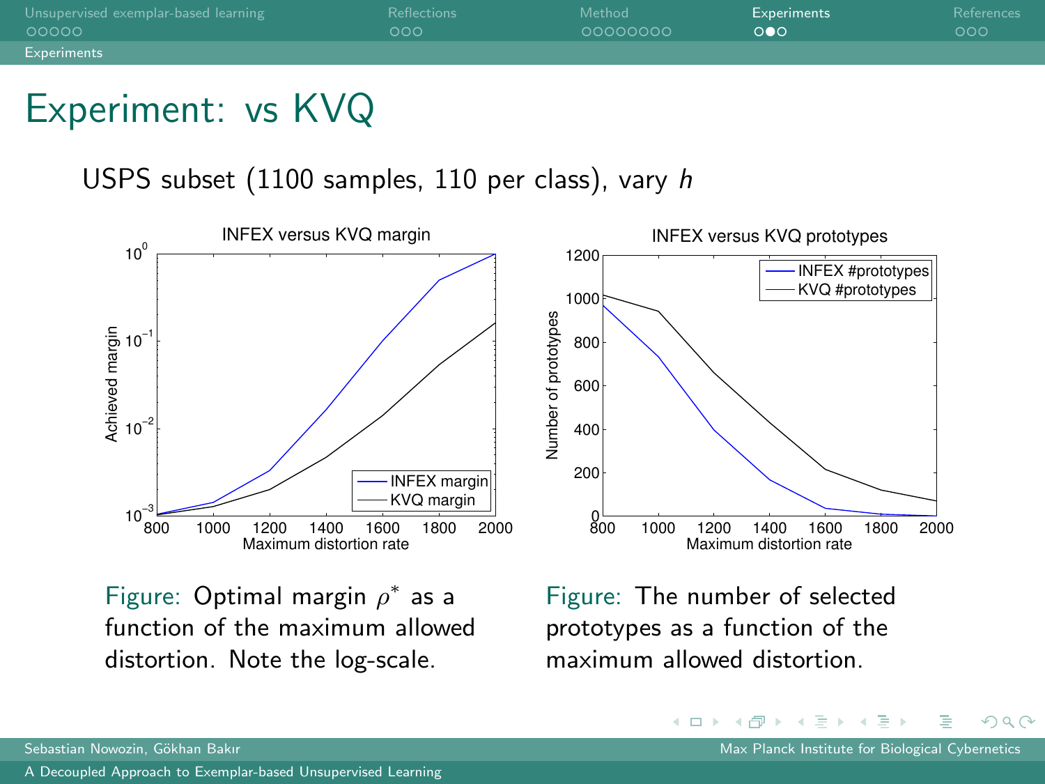# Experiment: vs KVQ

USPS subset (1100 samples, 110 per class), vary $h$

Figure: Optimal margin $\rho^*$ as a function of the maximum allowed distortion. Note the log-scale.

Figure: The number of selected prototypes as a function of the maximum allowed distortion.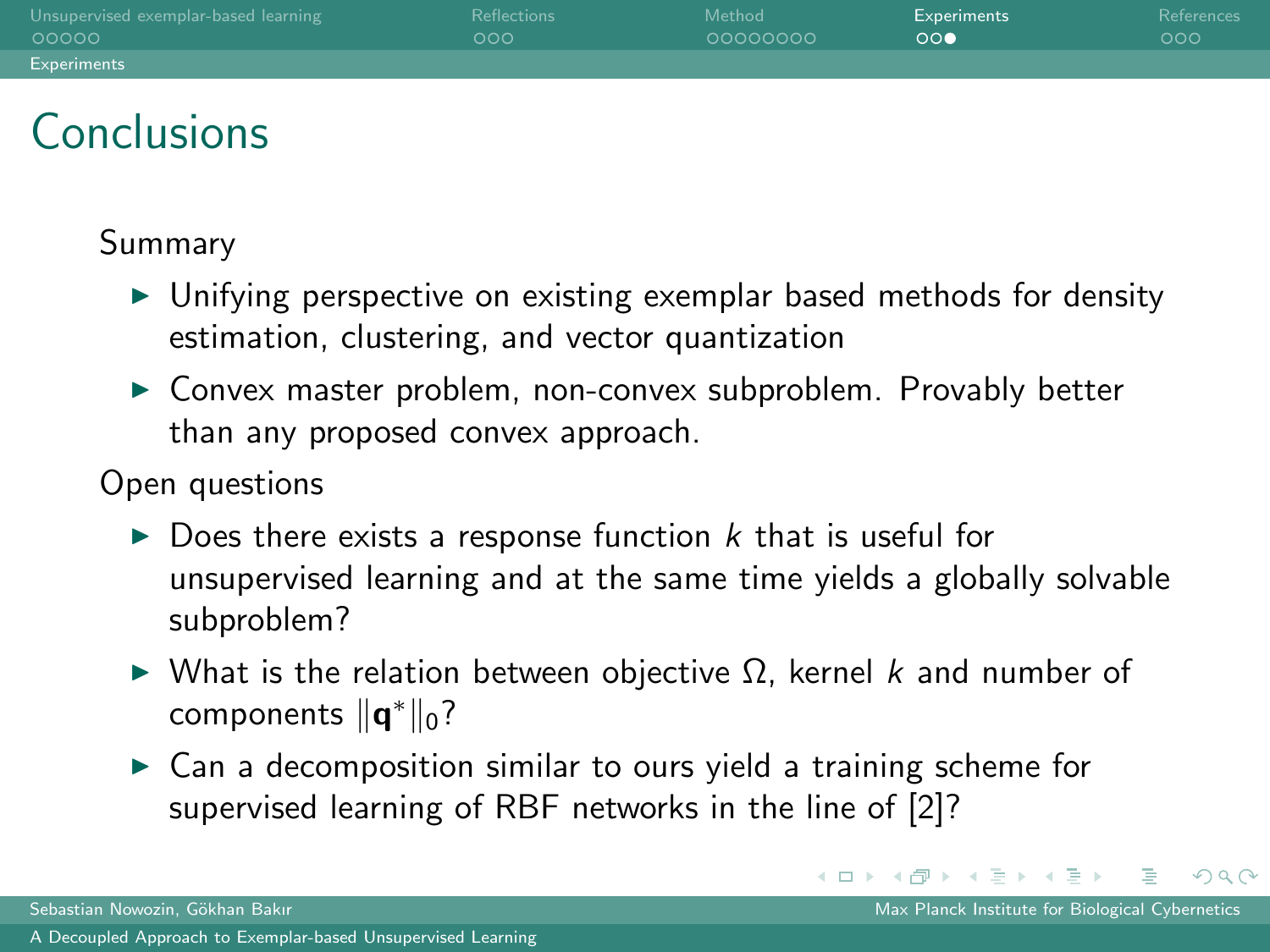# Conclusions

Summary

- Unifying perspective on existing exemplar based methods for density estimation, clustering, and vector quantization
- Convex master problem, non-convex subproblem. Provably better than any proposed convex approach.

Open questions

- Does there exists a response function $k$ that is useful for unsupervised learning and at the same time yields a globally solvable subproblem?
- What is the relation between objective $\Omega$, kernel $k$ and number of components $\|\mathbf{q}^*\|_0$?
- Can a decomposition similar to ours yield a training scheme for supervised learning of RBF networks in the line of [2]?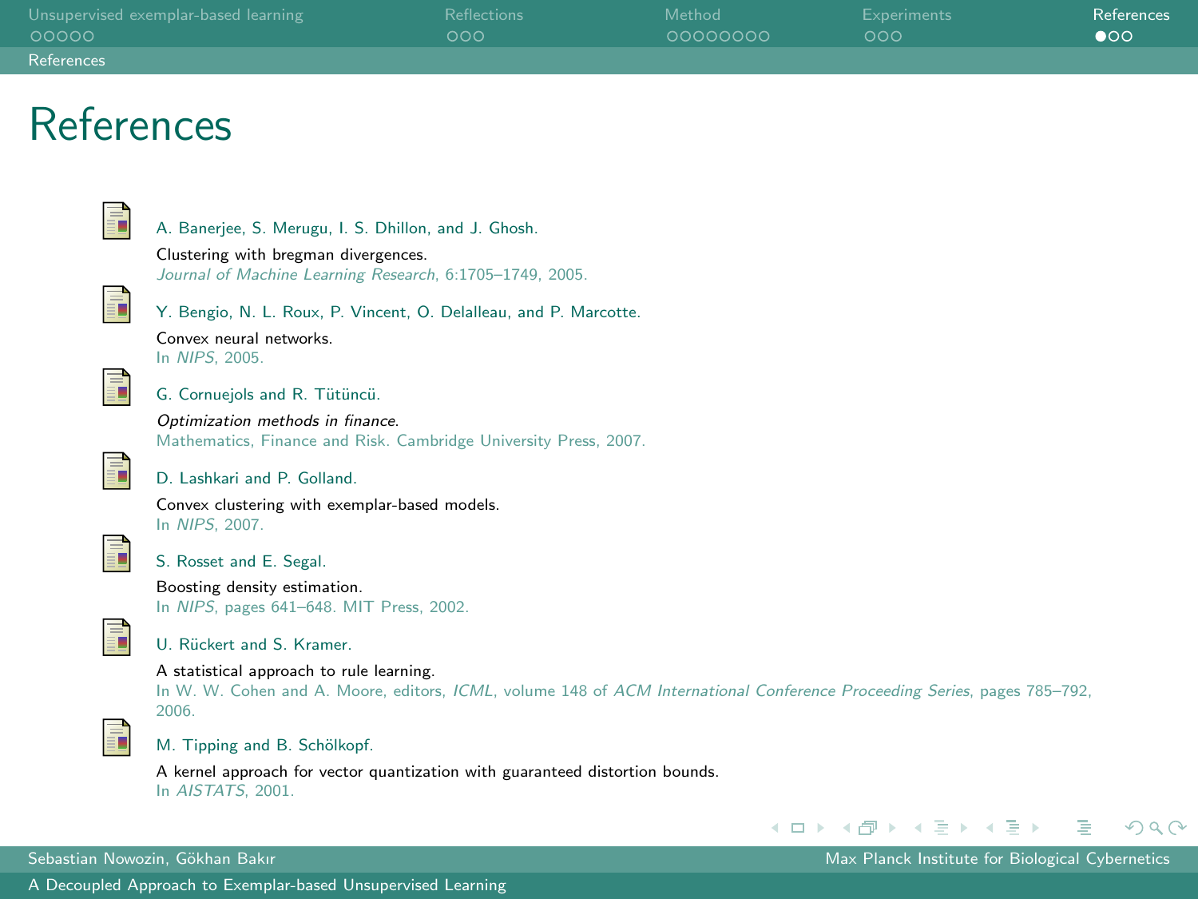# References

- A. Banerjee, S. Merugu, I. S. Dhillon, and J. Ghosh.
  Clustering with bregman divergences.
  *Journal of Machine Learning Research*, 6:1705–1749, 2005.

- Y. Bengio, N. L. Roux, P. Vincent, O. Delalleau, and P. Marcotte.
  Convex neural networks.
  In *NIPS*, 2005.

- G. Cornuejols and R. Tütüncü.
  *Optimization methods in finance*.
  Mathematics, Finance and Risk. Cambridge University Press, 2007.

- D. Lashkari and P. Golland.
  Convex clustering with exemplar-based models.
  In *NIPS*, 2007.

- S. Rosset and E. Segal.
  Boosting density estimation.
  In *NIPS*, pages 641–648. MIT Press, 2002.

- U. Rückert and S. Kramer.
  A statistical approach to rule learning.
  In W. W. Cohen and A. Moore, editors, *ICML*, volume 148 of *ACM International Conference Proceeding Series*, pages 785–792, 2006.

- M. Tipping and B. Schölkopf.
  A kernel approach for vector quantization with guaranteed distortion bounds.
  In *AISTATS*, 2001.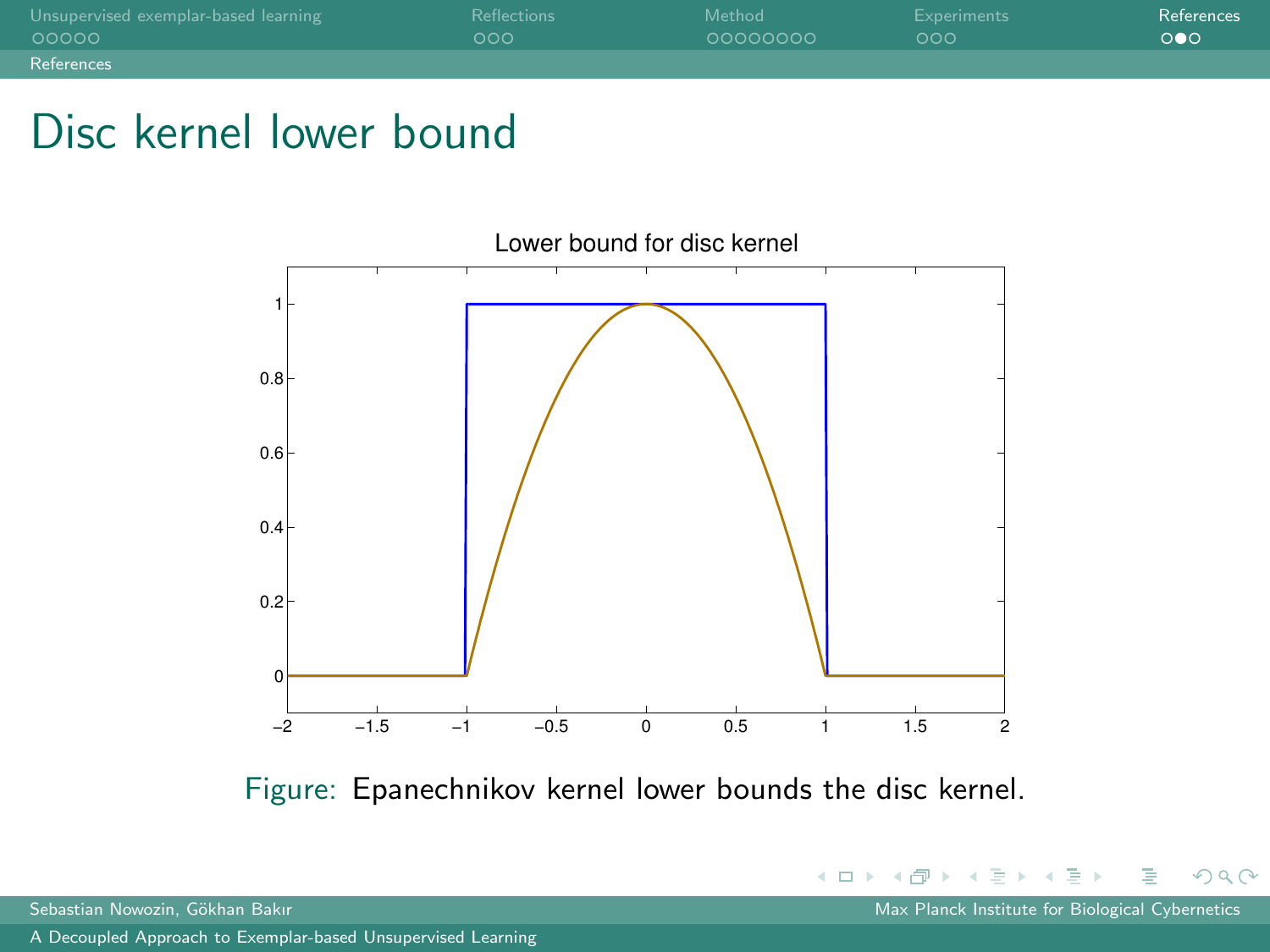# Disc kernel lower bound

Figure: Epanechnikov kernel lower bounds the disc kernel.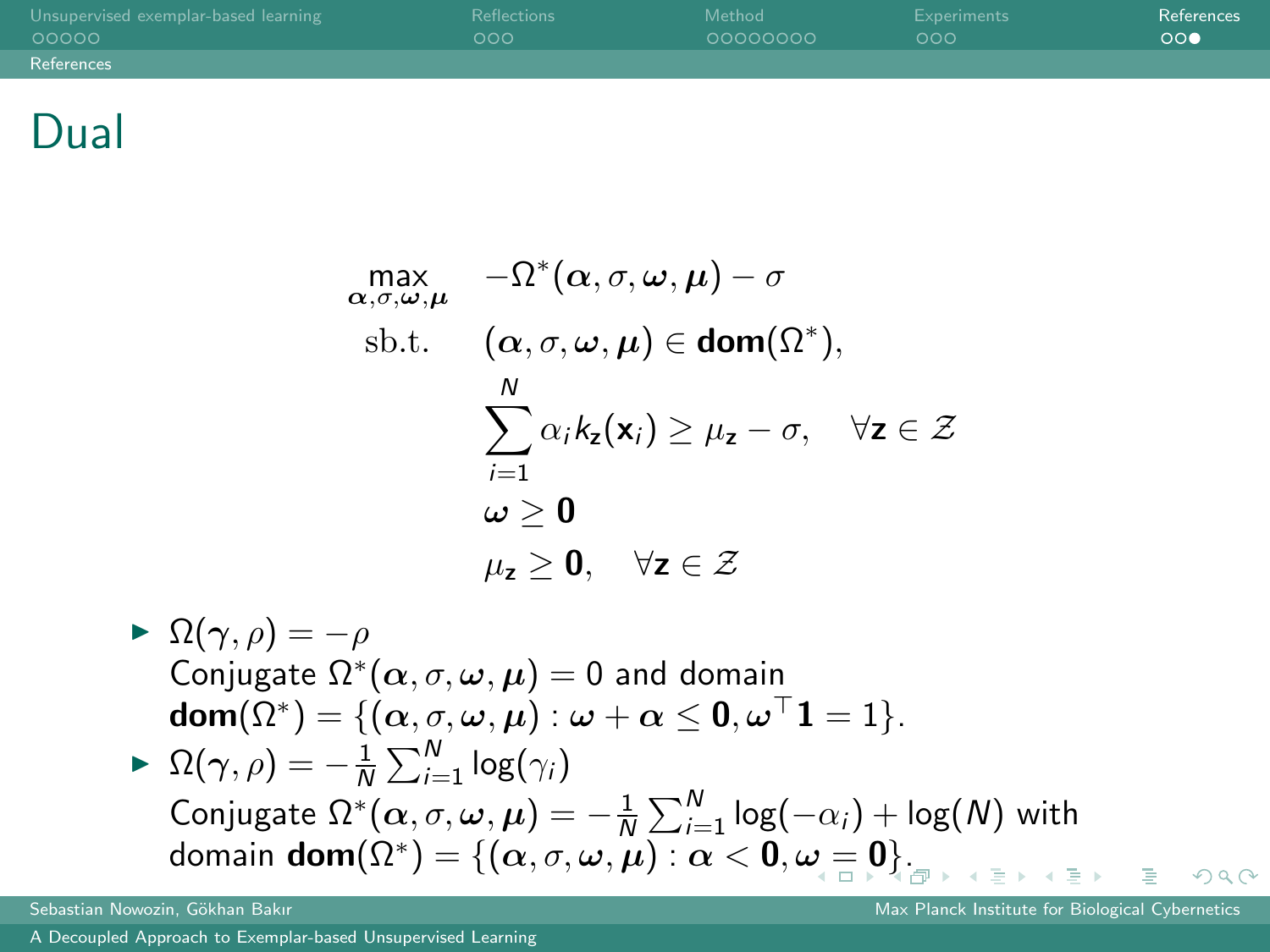# Dual

$$
\begin{aligned}
\max_{\boldsymbol{\alpha},\sigma,\boldsymbol{\omega},\boldsymbol{\mu}} \quad & -\Omega^*(\boldsymbol{\alpha},\sigma,\boldsymbol{\omega},\boldsymbol{\mu}) - \sigma \\
\text{sb.t.} \quad & (\boldsymbol{\alpha},\sigma,\boldsymbol{\omega},\boldsymbol{\mu}) \in \mathbf{dom}(\Omega^*), \\
& \sum_{i=1}^{N} \alpha_i k_{\mathbf{z}}(\mathbf{x}_i) \geq \mu_{\mathbf{z}} - \sigma, \quad \forall \mathbf{z} \in \mathcal{Z} \\
& \boldsymbol{\omega} \geq \mathbf{0} \\
& \mu_{\mathbf{z}} \geq \mathbf{0}, \quad \forall \mathbf{z} \in \mathcal{Z}
\end{aligned}
$$

- $\Omega(\boldsymbol{\gamma},\rho) = -\rho$
  Conjugate $\Omega^*(\boldsymbol{\alpha},\sigma,\boldsymbol{\omega},\boldsymbol{\mu}) = 0$ and domain $\mathbf{dom}(\Omega^*) = \{(\boldsymbol{\alpha},\sigma,\boldsymbol{\omega},\boldsymbol{\mu}) : \boldsymbol{\omega} + \boldsymbol{\alpha} \leq \mathbf{0}, \boldsymbol{\omega}^\top \mathbf{1} = 1\}$.
- $\Omega(\boldsymbol{\gamma},\rho) = -\frac{1}{N}\sum_{i=1}^{N} \log(\gamma_i)$
  Conjugate $\Omega^*(\boldsymbol{\alpha},\sigma,\boldsymbol{\omega},\boldsymbol{\mu}) = -\frac{1}{N}\sum_{i=1}^{N} \log(-\alpha_i) + \log(N)$ with domain $\mathbf{dom}(\Omega^*) = \{(\boldsymbol{\alpha},\sigma,\boldsymbol{\omega},\boldsymbol{\mu}) : \boldsymbol{\alpha} < \mathbf{0}, \boldsymbol{\omega} = \mathbf{0}\}$.